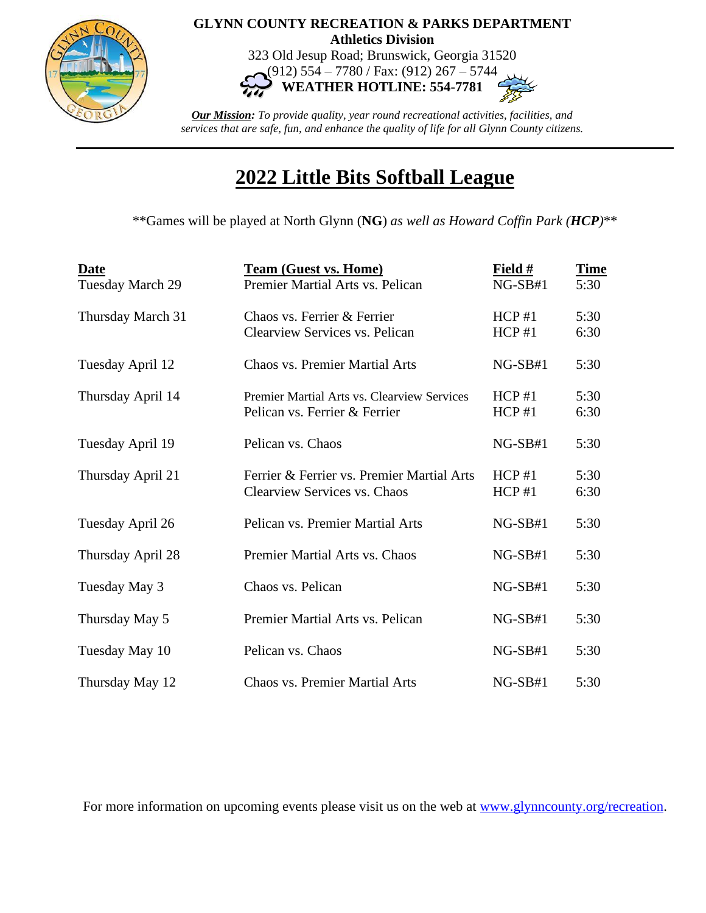**GLYNN COUNTY RECREATION & PARKS DEPARTMENT**
**Athletics Division**
323 Old Jesup Road; Brunswick, Georgia 31520
(912) 554 – 7780 / Fax: (912) 267 – 5744
**WEATHER HOTLINE: 554-7781**

***Our Mission:*** *To provide quality, year round recreational activities, facilities, and services that are safe, fun, and enhance the quality of life for all Glynn County citizens.*

---

# 2022 Little Bits Softball League

**Games will be played at North Glynn (**NG**) *as well as Howard Coffin Park (**HCP**)***

| Date | Team (Guest vs. Home) | Field # | Time |
|---|---|---|---|
| Tuesday March 29 | Premier Martial Arts vs. Pelican | NG-SB#1 | 5:30 |
| Thursday March 31 | Chaos vs. Ferrier & Ferrier | HCP #1 | 5:30 |
| | Clearview Services vs. Pelican | HCP #1 | 6:30 |
| Tuesday April 12 | Chaos vs. Premier Martial Arts | NG-SB#1 | 5:30 |
| Thursday April 14 | Premier Martial Arts vs. Clearview Services | HCP #1 | 5:30 |
| | Pelican vs. Ferrier & Ferrier | HCP #1 | 6:30 |
| Tuesday April 19 | Pelican vs. Chaos | NG-SB#1 | 5:30 |
| Thursday April 21 | Ferrier & Ferrier vs. Premier Martial Arts | HCP #1 | 5:30 |
| | Clearview Services vs. Chaos | HCP #1 | 6:30 |
| Tuesday April 26 | Pelican vs. Premier Martial Arts | NG-SB#1 | 5:30 |
| Thursday April 28 | Premier Martial Arts vs. Chaos | NG-SB#1 | 5:30 |
| Tuesday May 3 | Chaos vs. Pelican | NG-SB#1 | 5:30 |
| Thursday May 5 | Premier Martial Arts vs. Pelican | NG-SB#1 | 5:30 |
| Tuesday May 10 | Pelican vs. Chaos | NG-SB#1 | 5:30 |
| Thursday May 12 | Chaos vs. Premier Martial Arts | NG-SB#1 | 5:30 |

For more information on upcoming events please visit us on the web at www.glynncounty.org/recreation.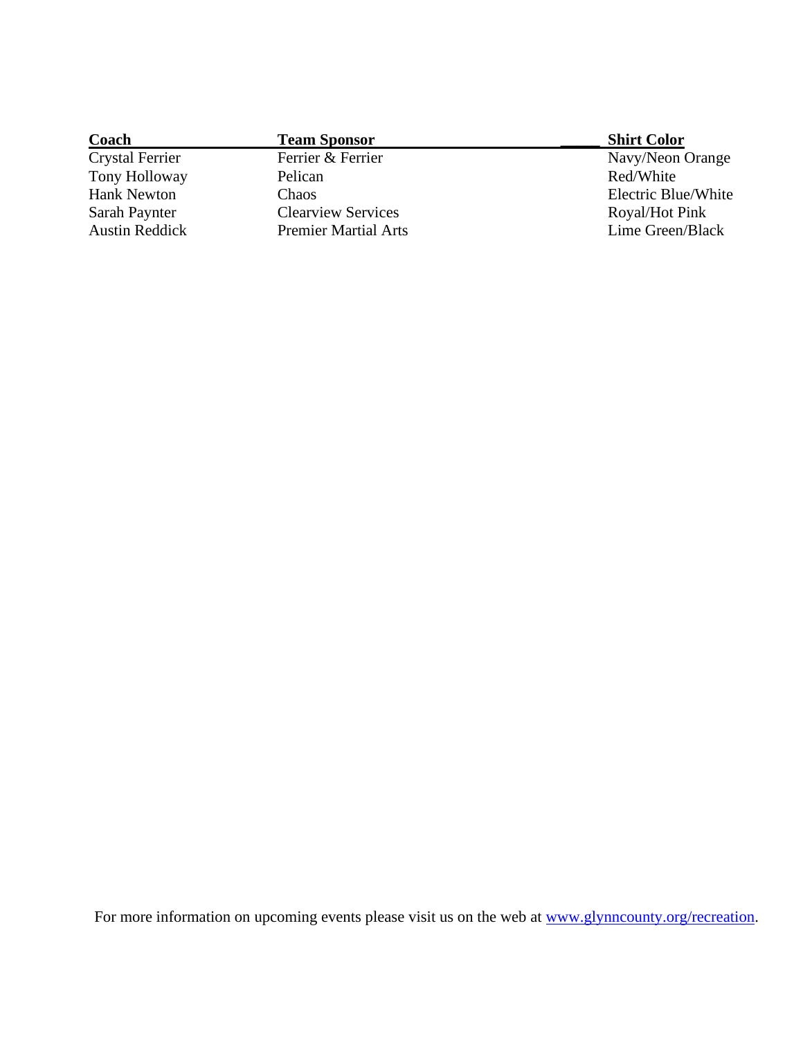| Coach | Team Sponsor | Shirt Color |
| --- | --- | --- |
| Crystal Ferrier | Ferrier & Ferrier | Navy/Neon Orange |
| Tony Holloway | Pelican | Red/White |
| Hank Newton | Chaos | Electric Blue/White |
| Sarah Paynter | Clearview Services | Royal/Hot Pink |
| Austin Reddick | Premier Martial Arts | Lime Green/Black |

For more information on upcoming events please visit us on the web at [www.glynncounty.org/recreation](http://www.glynncounty.org/recreation).